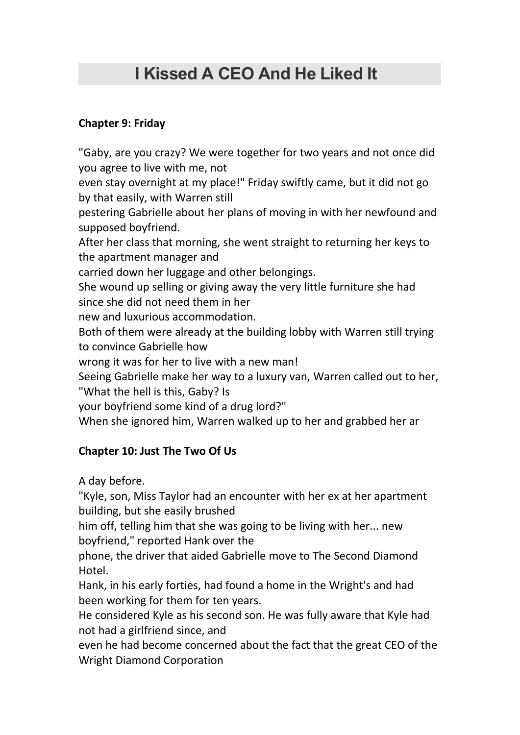# I Kissed A CEO And He Liked It

## Chapter 9: Friday

"Gaby, are you crazy? We were together for two years and not once did you agree to live with me, not even stay overnight at my place!" Friday swiftly came, but it did not go by that easily, with Warren still pestering Gabrielle about her plans of moving in with her newfound and supposed boyfriend.

After her class that morning, she went straight to returning her keys to the apartment manager and carried down her luggage and other belongings.

She wound up selling or giving away the very little furniture she had since she did not need them in her new and luxurious accommodation.

Both of them were already at the building lobby with Warren still trying to convince Gabrielle how wrong it was for her to live with a new man!

Seeing Gabrielle make her way to a luxury van, Warren called out to her, "What the hell is this, Gaby? Is your boyfriend some kind of a drug lord?"

When she ignored him, Warren walked up to her and grabbed her ar

## Chapter 10: Just The Two Of Us

A day before.

"Kyle, son, Miss Taylor had an encounter with her ex at her apartment building, but she easily brushed him off, telling him that she was going to be living with her... new boyfriend," reported Hank over the phone, the driver that aided Gabrielle move to The Second Diamond Hotel.

Hank, in his early forties, had found a home in the Wright's and had been working for them for ten years.

He considered Kyle as his second son. He was fully aware that Kyle had not had a girlfriend since, and even he had become concerned about the fact that the great CEO of the Wright Diamond Corporation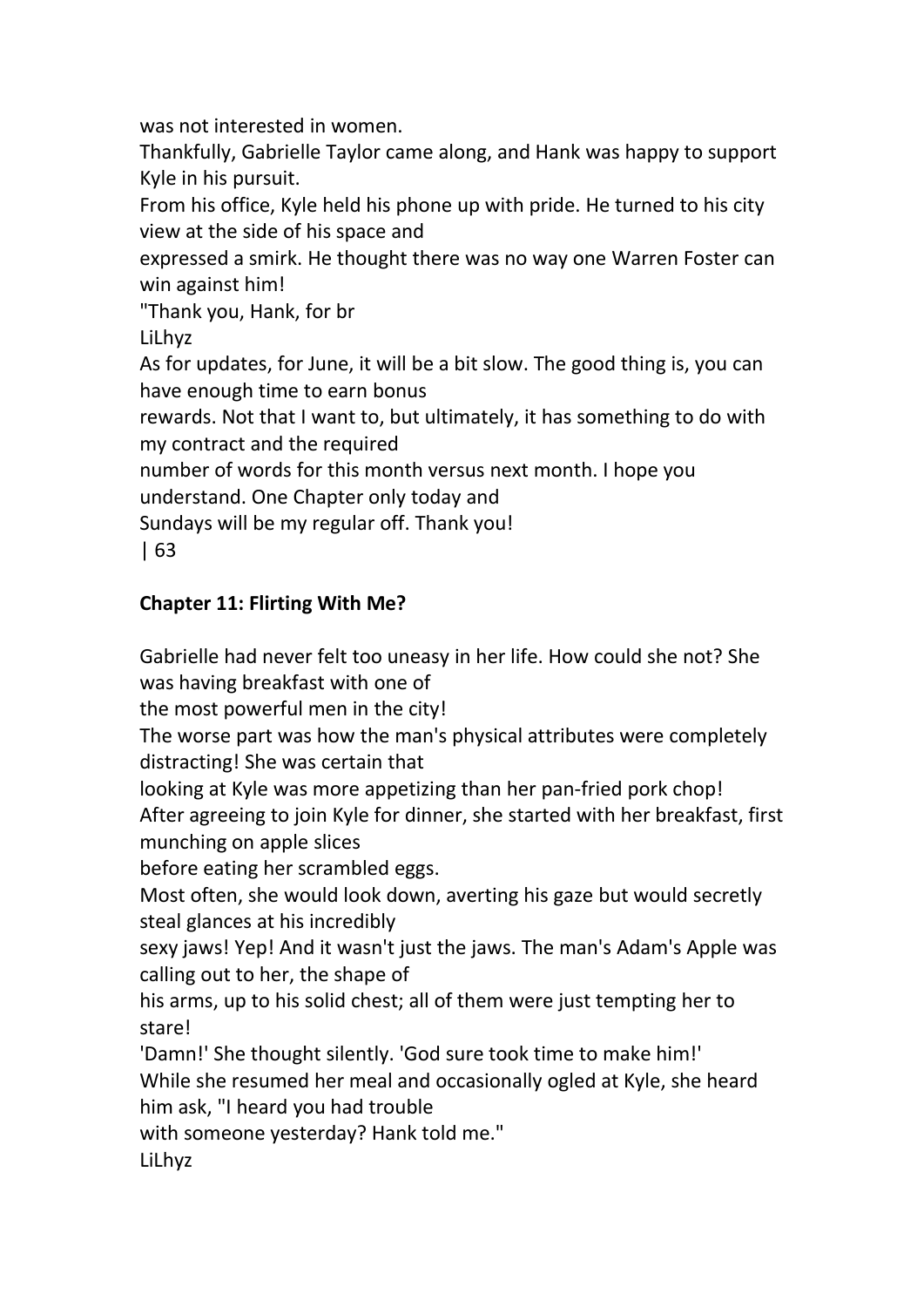was not interested in women.

Thankfully, Gabrielle Taylor came along, and Hank was happy to support Kyle in his pursuit.

From his office, Kyle held his phone up with pride. He turned to his city view at the side of his space and expressed a smirk. He thought there was no way one Warren Foster can win against him!

"Thank you, Hank, for br

LiLhyz

As for updates, for June, it will be a bit slow. The good thing is, you can have enough time to earn bonus rewards. Not that I want to, but ultimately, it has something to do with my contract and the required number of words for this month versus next month. I hope you understand. One Chapter only today and Sundays will be my regular off. Thank you!

## Chapter 11: Flirting With Me?

Gabrielle had never felt too uneasy in her life. How could she not? She was having breakfast with one of the most powerful men in the city!

The worse part was how the man's physical attributes were completely distracting! She was certain that looking at Kyle was more appetizing than her pan-fried pork chop!

After agreeing to join Kyle for dinner, she started with her breakfast, first munching on apple slices before eating her scrambled eggs.

Most often, she would look down, averting his gaze but would secretly steal glances at his incredibly sexy jaws! Yep! And it wasn't just the jaws. The man's Adam's Apple was calling out to her, the shape of his arms, up to his solid chest; all of them were just tempting her to stare!

'Damn!' She thought silently. 'God sure took time to make him!'

While she resumed her meal and occasionally ogled at Kyle, she heard him ask, "I heard you had trouble with someone yesterday? Hank told me."

LiLhyz